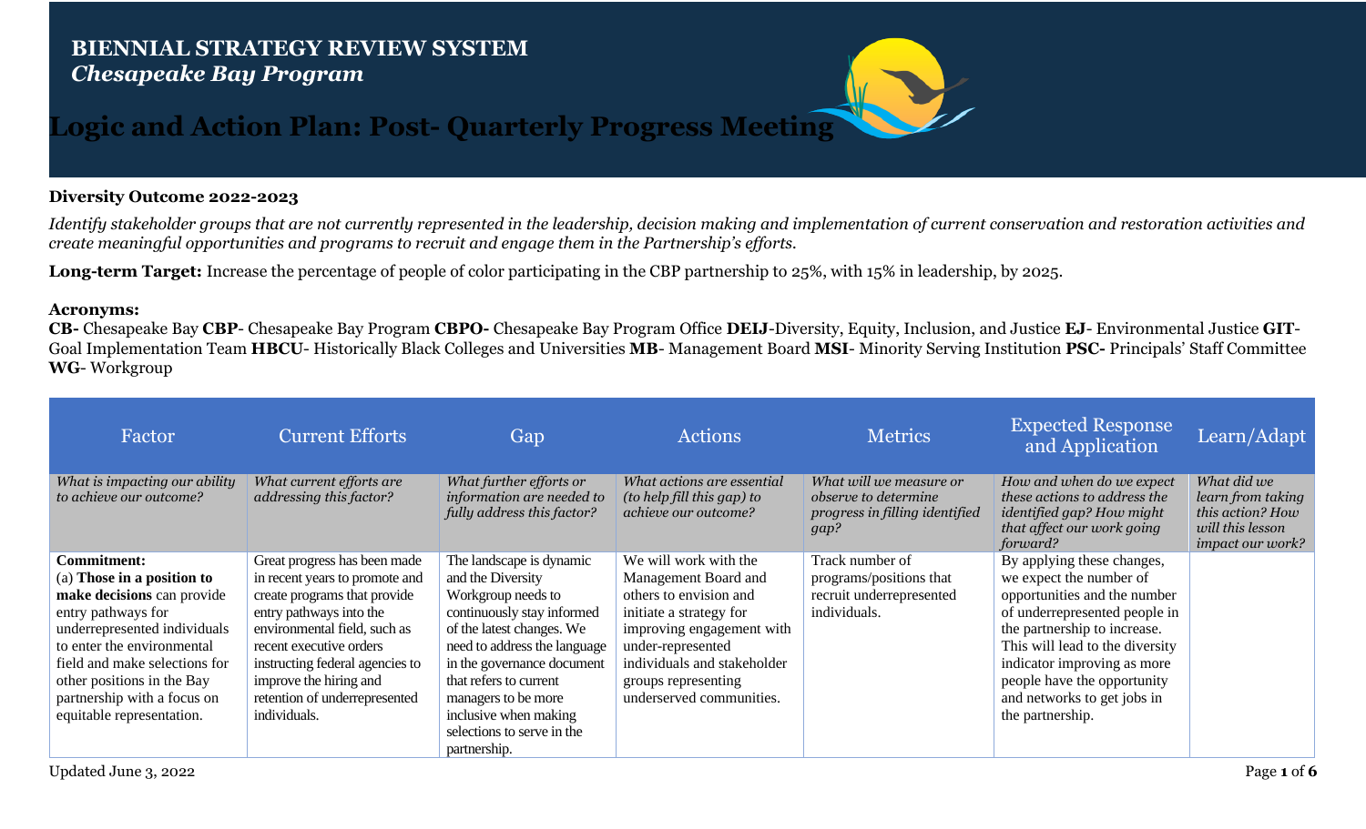# BIENNIAL STRATEGY REVIEW SYSTEM
## *Chesapeake Bay Program*

# Logic and Action Plan: Post- Quarterly Progress Meeting

**Diversity Outcome 2022-2023**

*Identify stakeholder groups that are not currently represented in the leadership, decision making and implementation of current conservation and restoration activities and create meaningful opportunities and programs to recruit and engage them in the Partnership's efforts.*

**Long-term Target:** Increase the percentage of people of color participating in the CBP partnership to 25%, with 15% in leadership, by 2025.

**Acronyms:**
**CB-** Chesapeake Bay **CBP-** Chesapeake Bay Program **CBPO-** Chesapeake Bay Program Office **DEIJ**-Diversity, Equity, Inclusion, and Justice **EJ**- Environmental Justice **GIT**- Goal Implementation Team **HBCU**- Historically Black Colleges and Universities **MB**- Management Board **MSI**- Minority Serving Institution **PSC-** Principals' Staff Committee **WG**- Workgroup

| Factor | Current Efforts | Gap | Actions | Metrics | Expected Response and Application | Learn/Adapt |
|---|---|---|---|---|---|---|
| *What is impacting our ability to achieve our outcome?* | *What current efforts are addressing this factor?* | *What further efforts or information are needed to fully address this factor?* | *What actions are essential (to help fill this gap) to achieve our outcome?* | *What will we measure or observe to determine progress in filling identified gap?* | *How and when do we expect these actions to address the identified gap? How might that affect our work going forward?* | *What did we learn from taking this action? How will this lesson impact our work?* |
| **Commitment:** (a) **Those in a position to make decisions** can provide entry pathways for underrepresented individuals to enter the environmental field and make selections for other positions in the Bay partnership with a focus on equitable representation. | Great progress has been made in recent years to promote and create programs that provide entry pathways into the environmental field, such as recent executive orders instructing federal agencies to improve the hiring and retention of underrepresented individuals. | The landscape is dynamic and the Diversity Workgroup needs to continuously stay informed of the latest changes. We need to address the language in the governance document that refers to current managers to be more inclusive when making selections to serve in the partnership. | We will work with the Management Board and others to envision and initiate a strategy for improving engagement with under-represented individuals and stakeholder groups representing underserved communities. | Track number of programs/positions that recruit underrepresented individuals. | By applying these changes, we expect the number of opportunities and the number of underrepresented people in the partnership to increase. This will lead to the diversity indicator improving as more people have the opportunity and networks to get jobs in the partnership. | |

Updated June 3, 2022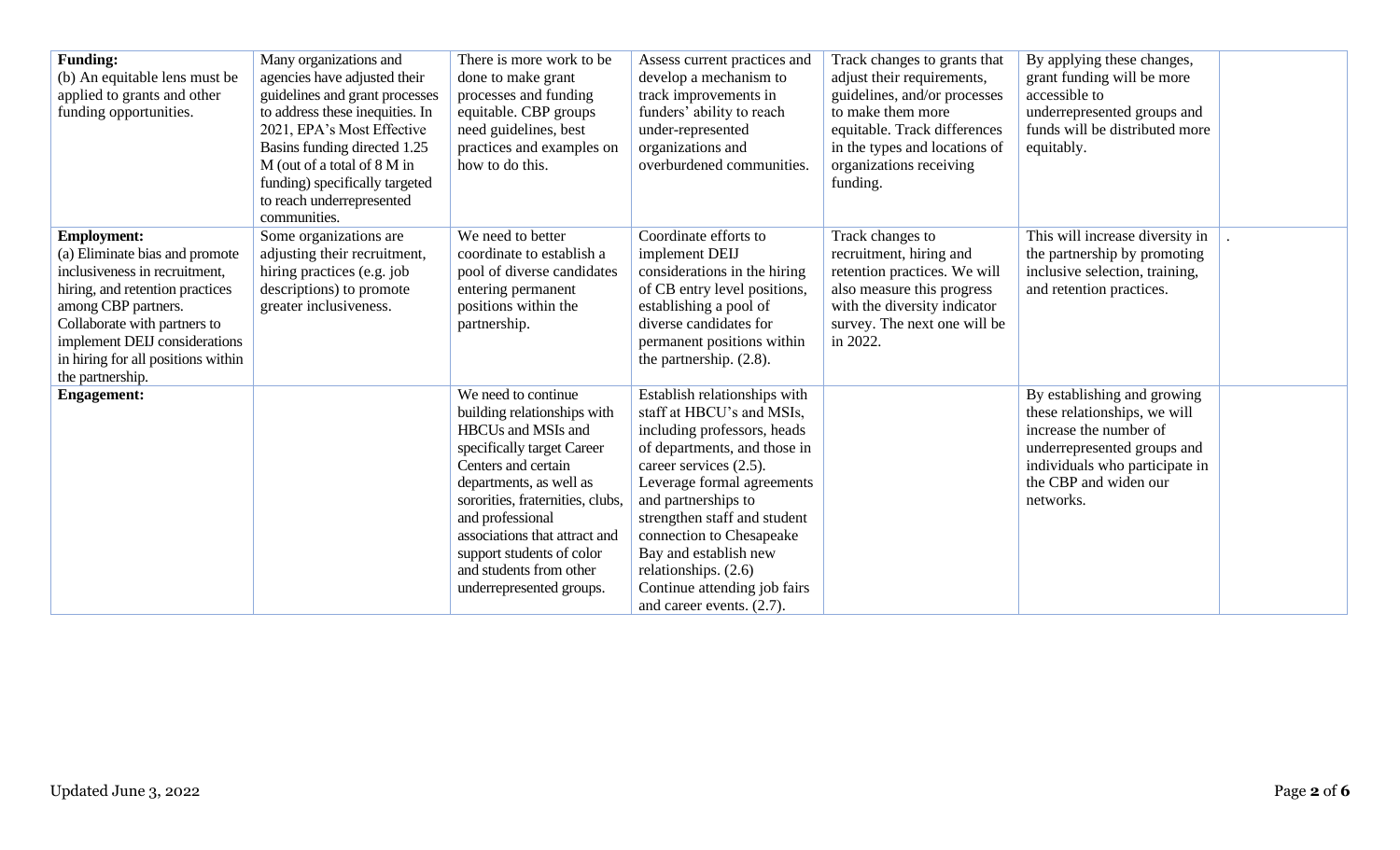| **Funding:** (b) An equitable lens must be applied to grants and other funding opportunities. | Many organizations and agencies have adjusted their guidelines and grant processes to address these inequities. In 2021, EPA's Most Effective Basins funding directed 1.25 M (out of a total of 8 M in funding) specifically targeted to reach underrepresented communities. | There is more work to be done to make grant processes and funding equitable. CBP groups need guidelines, best practices and examples on how to do this. | Assess current practices and develop a mechanism to track improvements in funders' ability to reach under-represented organizations and overburdened communities. | Track changes to grants that adjust their requirements, guidelines, and/or processes to make them more equitable. Track differences in the types and locations of organizations receiving funding. | By applying these changes, grant funding will be more accessible to underrepresented groups and funds will be distributed more equitably. | |
|---|---|---|---|---|---|---|
| **Employment:** (a) Eliminate bias and promote inclusiveness in recruitment, hiring, and retention practices among CBP partners. Collaborate with partners to implement DEIJ considerations in hiring for all positions within the partnership. | Some organizations are adjusting their recruitment, hiring practices (e.g. job descriptions) to promote greater inclusiveness. | We need to better coordinate to establish a pool of diverse candidates entering permanent positions within the partnership. | Coordinate efforts to implement DEIJ considerations in the hiring of CB entry level positions, establishing a pool of diverse candidates for permanent positions within the partnership. (2.8). | Track changes to recruitment, hiring and retention practices. We will also measure this progress with the diversity indicator survey. The next one will be in 2022. | This will increase diversity in the partnership by promoting inclusive selection, training, and retention practices. | . |
| **Engagement:** | | We need to continue building relationships with HBCUs and MSIs and specifically target Career Centers and certain departments, as well as sororities, fraternities, clubs, and professional associations that attract and support students of color and students from other underrepresented groups. | Establish relationships with staff at HBCU's and MSIs, including professors, heads of departments, and those in career services (2.5). Leverage formal agreements and partnerships to strengthen staff and student connection to Chesapeake Bay and establish new relationships. (2.6) Continue attending job fairs and career events. (2.7). | | By establishing and growing these relationships, we will increase the number of underrepresented groups and individuals who participate in the CBP and widen our networks. | |

Updated June 3, 2022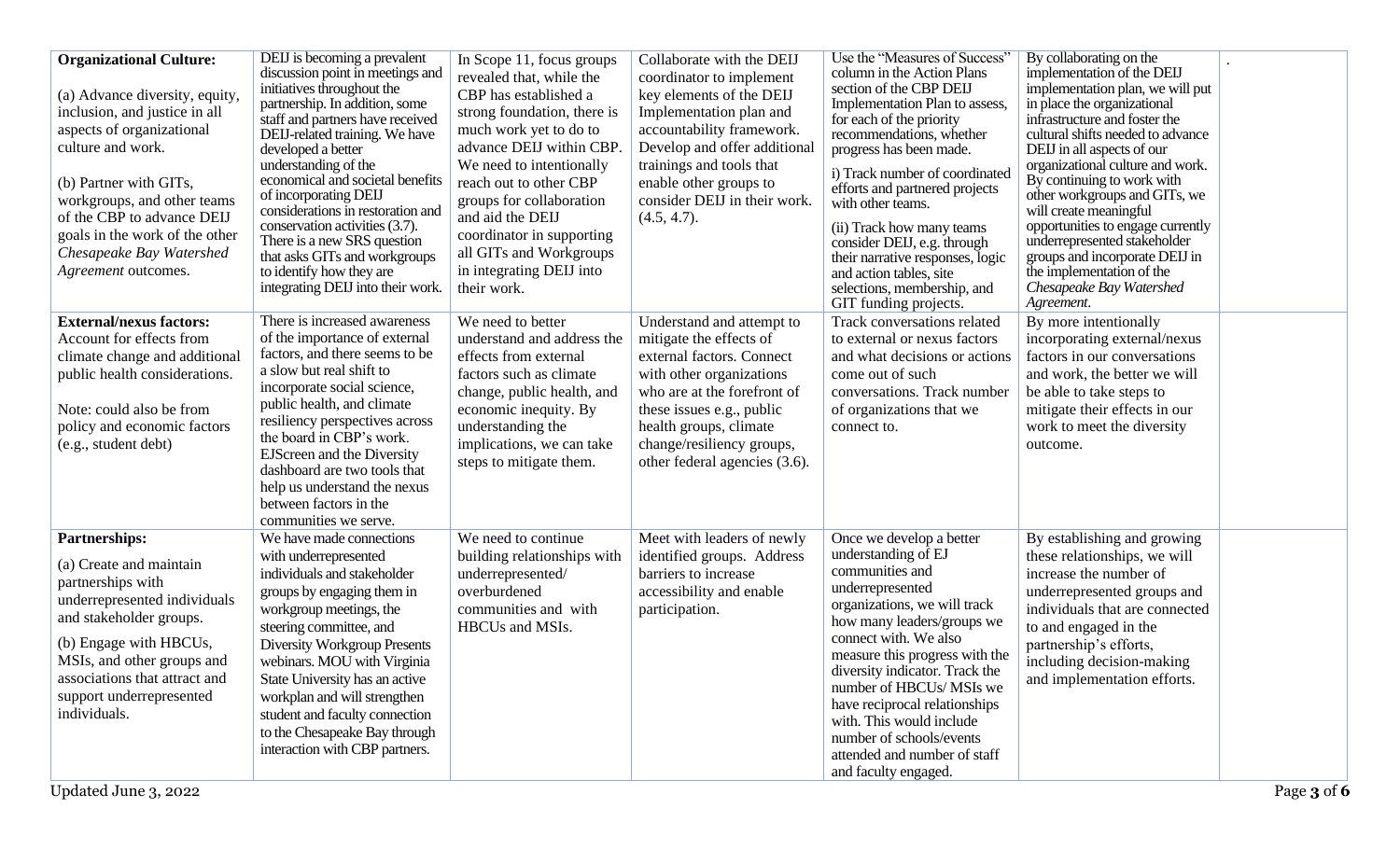| | | | | | | |
|---|---|---|---|---|---|---|
| **Organizational Culture:**<br><br>(a) Advance diversity, equity, inclusion, and justice in all aspects of organizational culture and work.<br><br>(b) Partner with GITs, workgroups, and other teams of the CBP to advance DEIJ goals in the work of the other *Chesapeake Bay Watershed Agreement* outcomes. | DEIJ is becoming a prevalent discussion point in meetings and initiatives throughout the partnership. In addition, some staff and partners have received DEIJ-related training. We have developed a better understanding of the economical and societal benefits of incorporating DEIJ considerations in restoration and conservation activities (3.7). There is a new SRS question that asks GITs and workgroups to identify how they are integrating DEIJ into their work. | In Scope 11, focus groups revealed that, while the CBP has established a strong foundation, there is much work yet to do to advance DEIJ within CBP. We need to intentionally reach out to other CBP groups for collaboration and aid the DEIJ coordinator in supporting all GITs and Workgroups in integrating DEIJ into their work. | Collaborate with the DEIJ coordinator to implement key elements of the DEIJ Implementation plan and accountability framework. Develop and offer additional trainings and tools that enable other groups to consider DEIJ in their work. (4.5, 4.7). | Use the "Measures of Success" column in the Action Plans section of the CBP DEIJ Implementation Plan to assess, for each of the priority recommendations, whether progress has been made.<br><br>i) Track number of coordinated efforts and partnered projects with other teams.<br><br>(ii) Track how many teams consider DEIJ, e.g. through their narrative responses, logic and action tables, site selections, membership, and GIT funding projects. | By collaborating on the implementation of the DEIJ implementation plan, we will put in place the organizational infrastructure and foster the cultural shifts needed to advance DEIJ in all aspects of our organizational culture and work. By continuing to work with other workgroups and GITs, we will create meaningful opportunities to engage currently underrepresented stakeholder groups and incorporate DEIJ in the implementation of the *Chesapeake Bay Watershed Agreement*. | . |
| **External/nexus factors:** Account for effects from climate change and additional public health considerations.<br><br>Note: could also be from policy and economic factors (e.g., student debt) | There is increased awareness of the importance of external factors, and there seems to be a slow but real shift to incorporate social science, public health, and climate resiliency perspectives across the board in CBP's work. EJScreen and the Diversity dashboard are two tools that help us understand the nexus between factors in the communities we serve. | We need to better understand and address the effects from external factors such as climate change, public health, and economic inequity. By understanding the implications, we can take steps to mitigate them. | Understand and attempt to mitigate the effects of external factors. Connect with other organizations who are at the forefront of these issues e.g., public health groups, climate change/resiliency groups, other federal agencies (3.6). | Track conversations related to external or nexus factors and what decisions or actions come out of such conversations. Track number of organizations that we connect to. | By more intentionally incorporating external/nexus factors in our conversations and work, the better we will be able to take steps to mitigate their effects in our work to meet the diversity outcome. | |
| **Partnerships:**<br><br>(a) Create and maintain partnerships with underrepresented individuals and stakeholder groups.<br><br>(b) Engage with HBCUs, MSIs, and other groups and associations that attract and support underrepresented individuals. | We have made connections with underrepresented individuals and stakeholder groups by engaging them in workgroup meetings, the steering committee, and Diversity Workgroup Presents webinars. MOU with Virginia State University has an active workplan and will strengthen student and faculty connection to the Chesapeake Bay through interaction with CBP partners. | We need to continue building relationships with underrepresented/ overburdened communities and with HBCUs and MSIs. | Meet with leaders of newly identified groups. Address barriers to increase accessibility and enable participation. | Once we develop a better understanding of EJ communities and underrepresented organizations, we will track how many leaders/groups we connect with. We also measure this progress with the diversity indicator. Track the number of HBCUs/ MSIs we have reciprocal relationships with. This would include number of schools/events attended and number of staff and faculty engaged. | By establishing and growing these relationships, we will increase the number of underrepresented groups and individuals that are connected to and engaged in the partnership's efforts, including decision-making and implementation efforts. | |

Updated June 3, 2022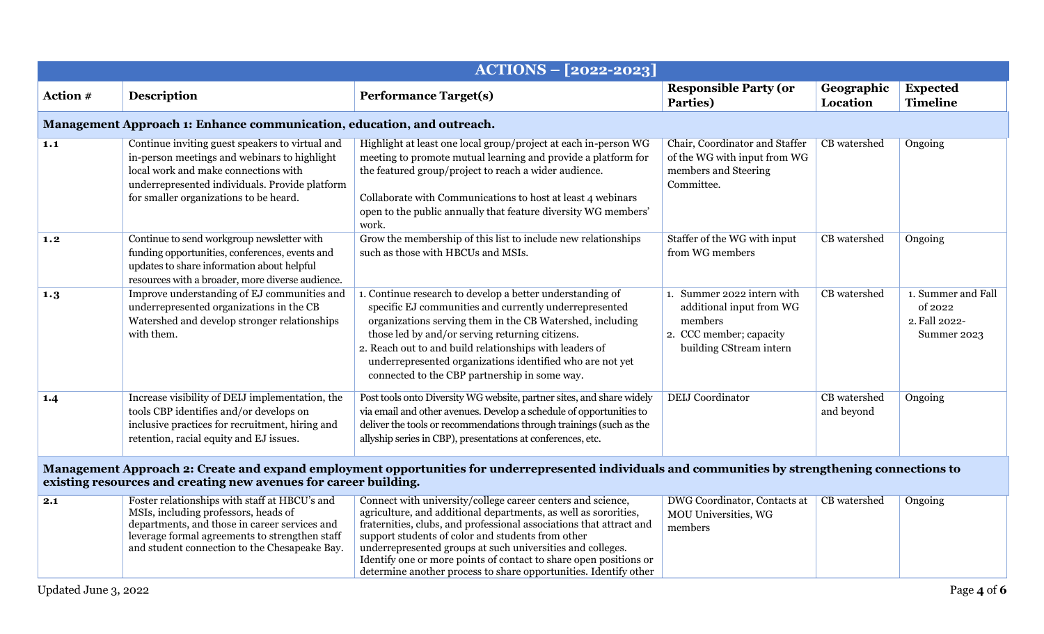| ACTIONS – [2022-2023] | | | | | |
|---|---|---|---|---|---|
| **Action #** | **Description** | **Performance Target(s)** | **Responsible Party (or Parties)** | **Geographic Location** | **Expected Timeline** |
| **Management Approach 1: Enhance communication, education, and outreach.** | | | | | |
| **1.1** | Continue inviting guest speakers to virtual and in-person meetings and webinars to highlight local work and make connections with underrepresented individuals. Provide platform for smaller organizations to be heard. | Highlight at least one local group/project at each in-person WG meeting to promote mutual learning and provide a platform for the featured group/project to reach a wider audience.<br><br>Collaborate with Communications to host at least 4 webinars open to the public annually that feature diversity WG members' work. | Chair, Coordinator and Staffer of the WG with input from WG members and Steering Committee. | CB watershed | Ongoing |
| **1.2** | Continue to send workgroup newsletter with funding opportunities, conferences, events and updates to share information about helpful resources with a broader, more diverse audience. | Grow the membership of this list to include new relationships such as those with HBCUs and MSIs. | Staffer of the WG with input from WG members | CB watershed | Ongoing |
| **1.3** | Improve understanding of EJ communities and underrepresented organizations in the CB Watershed and develop stronger relationships with them. | 1. Continue research to develop a better understanding of specific EJ communities and currently underrepresented organizations serving them in the CB Watershed, including those led by and/or serving returning citizens.<br>2. Reach out to and build relationships with leaders of underrepresented organizations identified who are not yet connected to the CBP partnership in some way. | 1. Summer 2022 intern with additional input from WG members<br>2. CCC member; capacity building CStream intern | CB watershed | 1. Summer and Fall of 2022<br>2. Fall 2022-Summer 2023 |
| **1.4** | Increase visibility of DEIJ implementation, the tools CBP identifies and/or develops on inclusive practices for recruitment, hiring and retention, racial equity and EJ issues. | Post tools onto Diversity WG website, partner sites, and share widely via email and other avenues. Develop a schedule of opportunities to deliver the tools or recommendations through trainings (such as the allyship series in CBP), presentations at conferences, etc. | DEIJ Coordinator | CB watershed and beyond | Ongoing |
| **Management Approach 2: Create and expand employment opportunities for underrepresented individuals and communities by strengthening connections to existing resources and creating new avenues for career building.** | | | | | |
| **2.1** | Foster relationships with staff at HBCU's and MSIs, including professors, heads of departments, and those in career services and leverage formal agreements to strengthen staff and student connection to the Chesapeake Bay. | Connect with university/college career centers and science, agriculture, and additional departments, as well as sororities, fraternities, clubs, and professional associations that attract and support students of color and students from other underrepresented groups at such universities and colleges. Identify one or more points of contact to share open positions or determine another process to share opportunities. Identify other | DWG Coordinator, Contacts at MOU Universities, WG members | CB watershed | Ongoing |

Updated June 3, 2022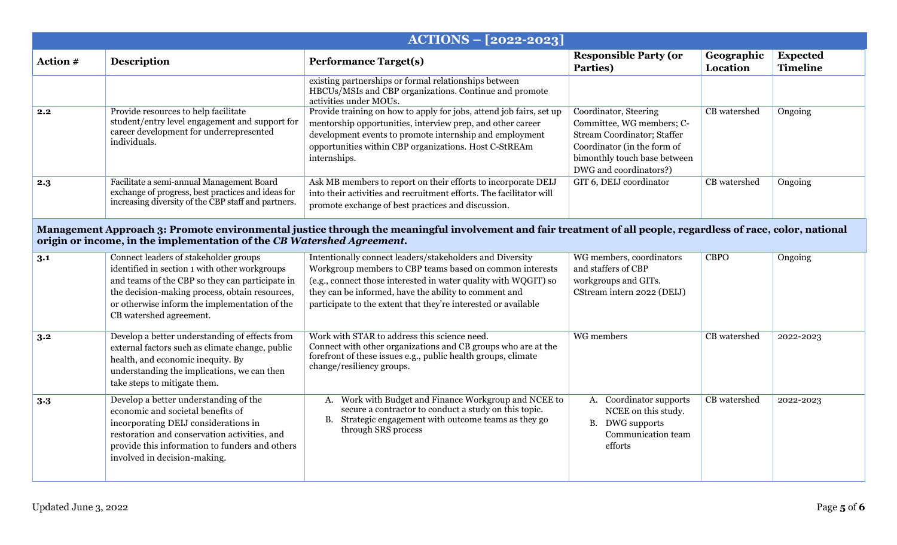| ACTIONS – [2022-2023] | | | | | |
|---|---|---|---|---|---|
| **Action #** | **Description** | **Performance Target(s)** | **Responsible Party (or Parties)** | **Geographic Location** | **Expected Timeline** |
| | | existing partnerships or formal relationships between HBCUs/MSIs and CBP organizations. Continue and promote activities under MOUs. | | | |
| **2.2** | Provide resources to help facilitate student/entry level engagement and support for career development for underrepresented individuals. | Provide training on how to apply for jobs, attend job fairs, set up mentorship opportunities, interview prep, and other career development events to promote internship and employment opportunities within CBP organizations. Host C-StREAm internships. | Coordinator, Steering Committee, WG members; C-Stream Coordinator; Staffer Coordinator (in the form of bimonthly touch base between DWG and coordinators?) | CB watershed | Ongoing |
| **2.3** | Facilitate a semi-annual Management Board exchange of progress, best practices and ideas for increasing diversity of the CBP staff and partners. | Ask MB members to report on their efforts to incorporate DEIJ into their activities and recruitment efforts. The facilitator will promote exchange of best practices and discussion. | GIT 6, DEIJ coordinator | CB watershed | Ongoing |
| **Management Approach 3: Promote environmental justice through the meaningful involvement and fair treatment of all people, regardless of race, color, national origin or income, in the implementation of the *CB Watershed Agreement*.** | | | | | |
| **3.1** | Connect leaders of stakeholder groups identified in section 1 with other workgroups and teams of the CBP so they can participate in the decision-making process, obtain resources, or otherwise inform the implementation of the CB watershed agreement. | Intentionally connect leaders/stakeholders and Diversity Workgroup members to CBP teams based on common interests (e.g., connect those interested in water quality with WQGIT) so they can be informed, have the ability to comment and participate to the extent that they're interested or available | WG members, coordinators and staffers of CBP workgroups and GITs. CStream intern 2022 (DEIJ) | CBPO | Ongoing |
| **3.2** | Develop a better understanding of effects from external factors such as climate change, public health, and economic inequity. By understanding the implications, we can then take steps to mitigate them. | Work with STAR to address this science need. Connect with other organizations and CB groups who are at the forefront of these issues e.g., public health groups, climate change/resiliency groups. | WG members | CB watershed | 2022-2023 |
| **3.3** | Develop a better understanding of the economic and societal benefits of incorporating DEIJ considerations in restoration and conservation activities, and provide this information to funders and others involved in decision-making. | A. Work with Budget and Finance Workgroup and NCEE to secure a contractor to conduct a study on this topic.<br>B. Strategic engagement with outcome teams as they go through SRS process | A. Coordinator supports NCEE on this study.<br>B. DWG supports Communication team efforts | CB watershed | 2022-2023 |

Updated June 3, 2022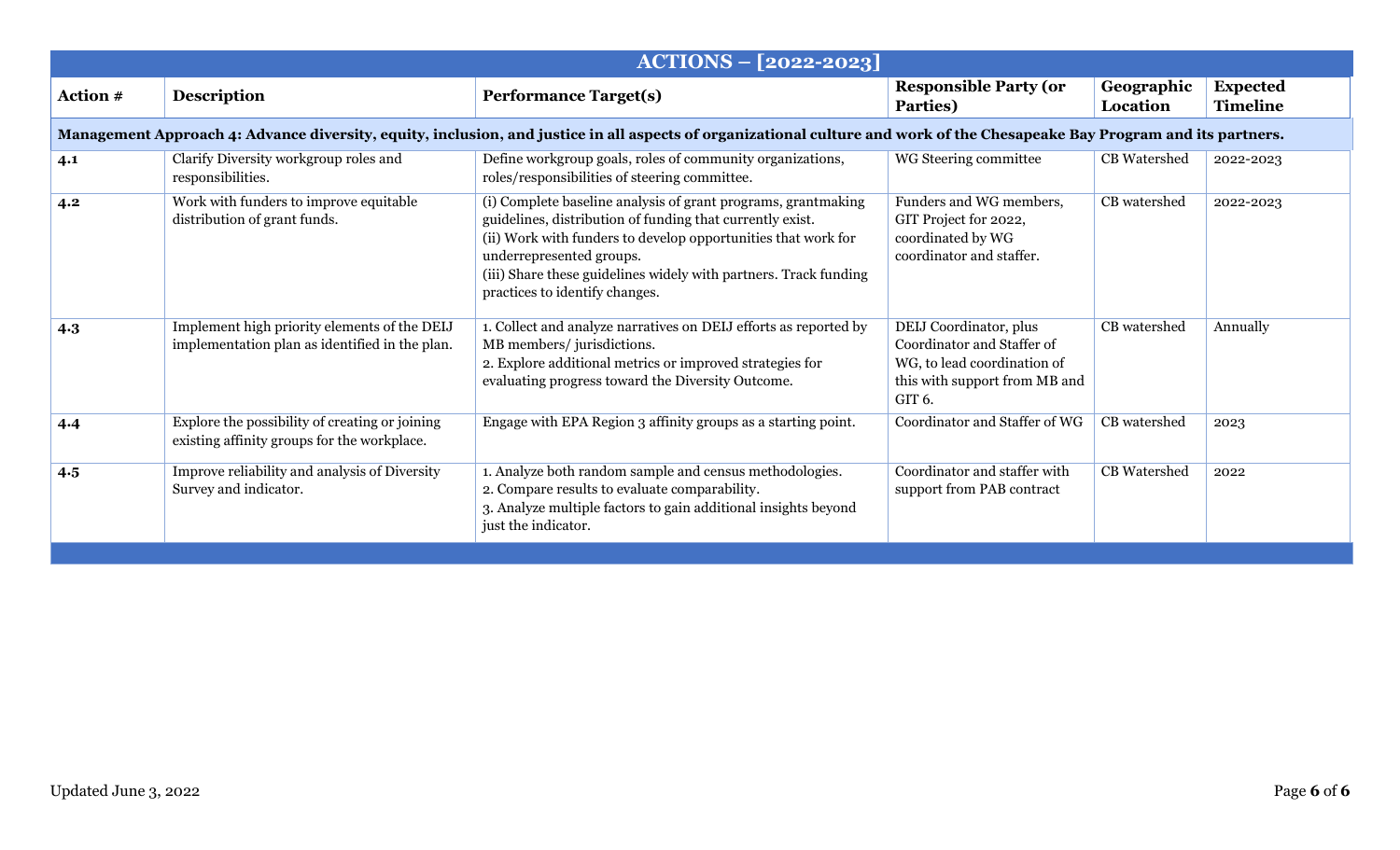| ACTIONS – [2022-2023] | | | | | |
|---|---|---|---|---|---|
| **Action #** | **Description** | **Performance Target(s)** | **Responsible Party (or Parties)** | **Geographic Location** | **Expected Timeline** |
| **Management Approach 4: Advance diversity, equity, inclusion, and justice in all aspects of organizational culture and work of the Chesapeake Bay Program and its partners.** | | | | | |
| **4.1** | Clarify Diversity workgroup roles and responsibilities. | Define workgroup goals, roles of community organizations, roles/responsibilities of steering committee. | WG Steering committee | CB Watershed | 2022-2023 |
| **4.2** | Work with funders to improve equitable distribution of grant funds. | (i) Complete baseline analysis of grant programs, grantmaking guidelines, distribution of funding that currently exist.<br>(ii) Work with funders to develop opportunities that work for underrepresented groups.<br>(iii) Share these guidelines widely with partners. Track funding practices to identify changes. | Funders and WG members, GIT Project for 2022, coordinated by WG coordinator and staffer. | CB watershed | 2022-2023 |
| **4.3** | Implement high priority elements of the DEIJ implementation plan as identified in the plan. | 1. Collect and analyze narratives on DEIJ efforts as reported by MB members/ jurisdictions.<br>2. Explore additional metrics or improved strategies for evaluating progress toward the Diversity Outcome. | DEIJ Coordinator, plus Coordinator and Staffer of WG, to lead coordination of this with support from MB and GIT 6. | CB watershed | Annually |
| **4.4** | Explore the possibility of creating or joining existing affinity groups for the workplace. | Engage with EPA Region 3 affinity groups as a starting point. | Coordinator and Staffer of WG | CB watershed | 2023 |
| **4.5** | Improve reliability and analysis of Diversity Survey and indicator. | 1. Analyze both random sample and census methodologies.<br>2. Compare results to evaluate comparability.<br>3. Analyze multiple factors to gain additional insights beyond just the indicator. | Coordinator and staffer with support from PAB contract | CB Watershed | 2022 |

Updated June 3, 2022